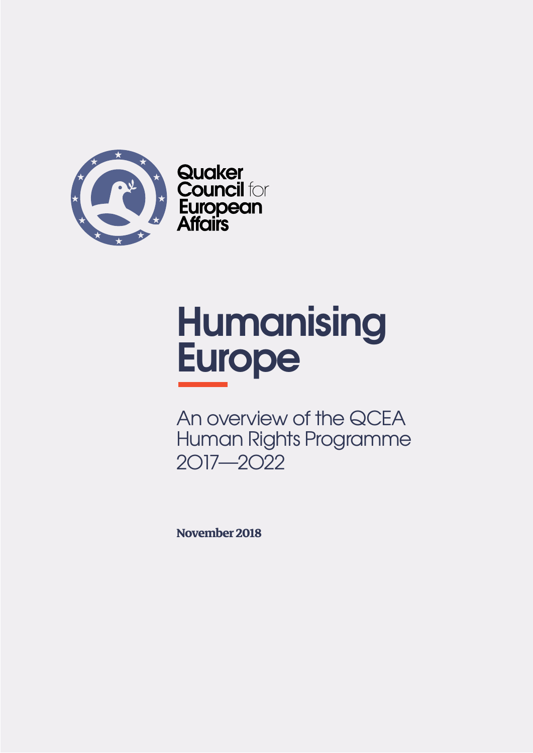Quaker Council for European Affairs

# Humanising Europe

## An overview of the QCEA Human Rights Programme 2017—2022

**November 2018**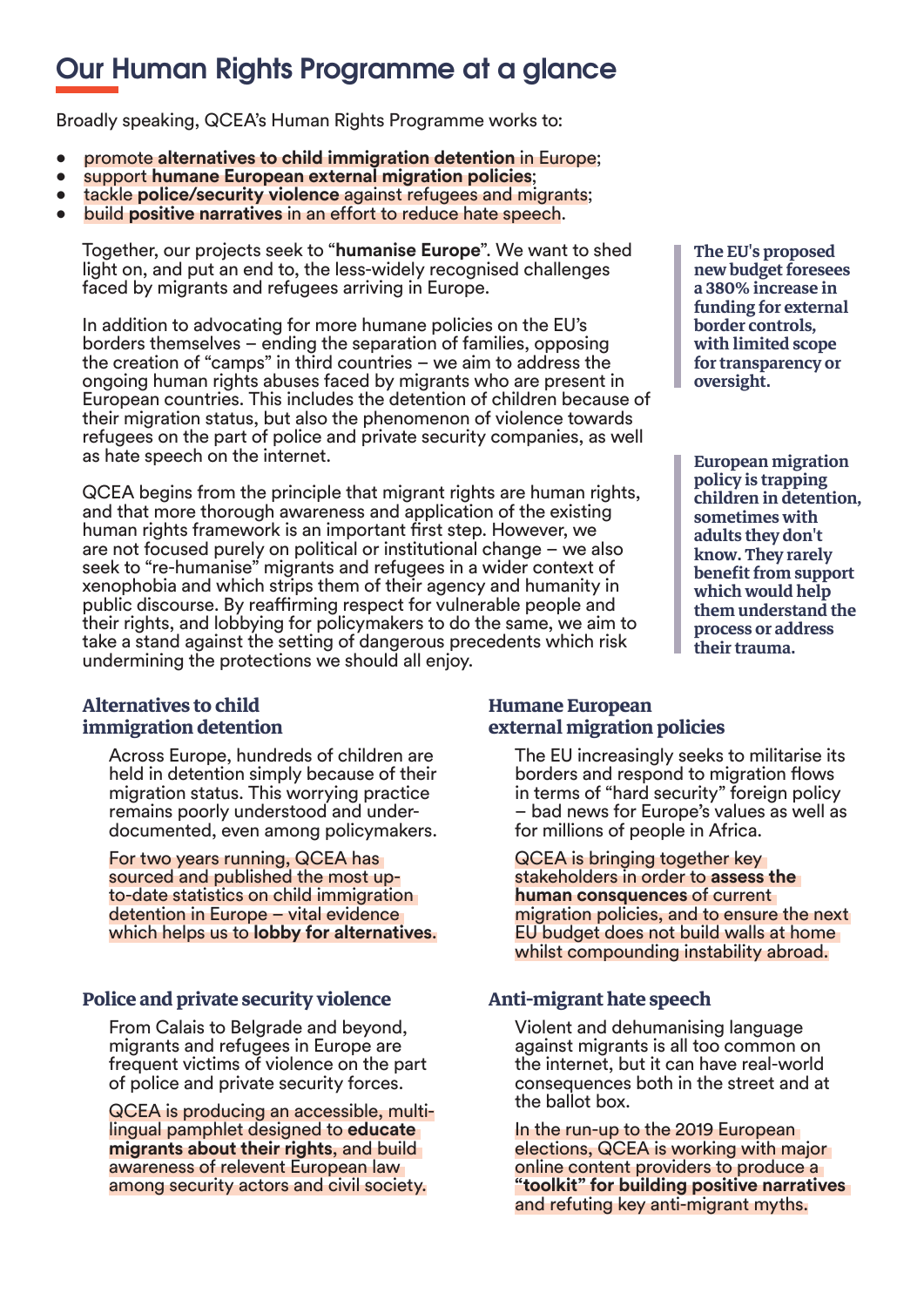# Our Human Rights Programme at a glance

Broadly speaking, QCEA's Human Rights Programme works to:

- promote **alternatives to child immigration detention** in Europe;
- support **humane European external migration policies**;
- tackle **police/security violence** against refugees and migrants;
- build **positive narratives** in an effort to reduce hate speech.

Together, our projects seek to "**humanise Europe**". We want to shed light on, and put an end to, the less-widely recognised challenges faced by migrants and refugees arriving in Europe.

In addition to advocating for more humane policies on the EU's borders themselves – ending the separation of families, opposing the creation of "camps" in third countries – we aim to address the ongoing human rights abuses faced by migrants who are present in European countries. This includes the detention of children because of their migration status, but also the phenomenon of violence towards refugees on the part of police and private security companies, as well as hate speech on the internet.

QCEA begins from the principle that migrant rights are human rights, and that more thorough awareness and application of the existing human rights framework is an important first step. However, we are not focused purely on political or institutional change – we also seek to "re-humanise" migrants and refugees in a wider context of xenophobia and which strips them of their agency and humanity in public discourse. By reaffirming respect for vulnerable people and their rights, and lobbying for policymakers to do the same, we aim to take a stand against the setting of dangerous precedents which risk undermining the protections we should all enjoy.

> **The EU's proposed new budget foresees a 380% increase in funding for external border controls, with limited scope for transparency or oversight.**

> **European migration policy is trapping children in detention, sometimes with adults they don't know. They rarely benefit from support which would help them understand the process or address their trauma.**

### Alternatives to child immigration detention

Across Europe, hundreds of children are held in detention simply because of their migration status. This worrying practice remains poorly understood and under-documented, even among policymakers.

For two years running, QCEA has sourced and published the most up-to-date statistics on child immigration detention in Europe – vital evidence which helps us to **lobby for alternatives**.

### Police and private security violence

From Calais to Belgrade and beyond, migrants and refugees in Europe are frequent victims of violence on the part of police and private security forces.

QCEA is producing an accessible, multi-lingual pamphlet designed to **educate migrants about their rights**, and build awareness of relevent European law among security actors and civil society.

### Humane European external migration policies

The EU increasingly seeks to militarise its borders and respond to migration flows in terms of "hard security" foreign policy – bad news for Europe's values as well as for millions of people in Africa.

QCEA is bringing together key stakeholders in order to **assess the human consquences** of current migration policies, and to ensure the next EU budget does not build walls at home whilst compounding instability abroad.

### Anti-migrant hate speech

Violent and dehumanising language against migrants is all too common on the internet, but it can have real-world consequences both in the street and at the ballot box.

In the run-up to the 2019 European elections, QCEA is working with major online content providers to produce a **"toolkit" for building positive narratives** and refuting key anti-migrant myths.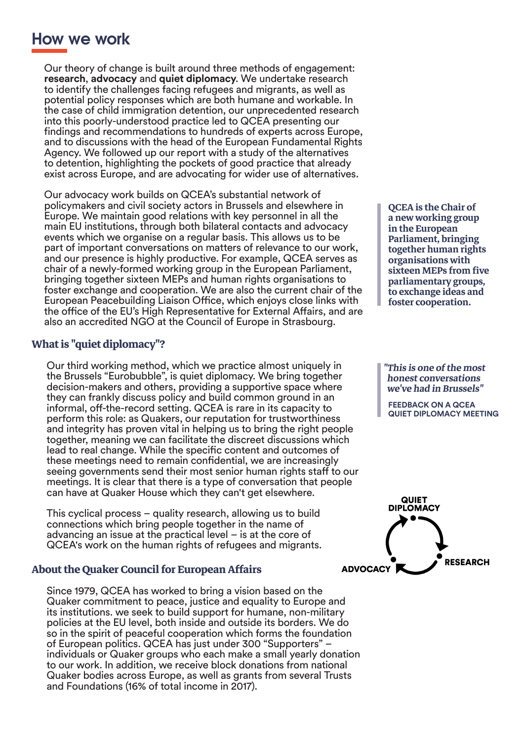## How we work

Our theory of change is built around three methods of engagement: **research**, **advocacy** and **quiet diplomacy**. We undertake research to identify the challenges facing refugees and migrants, as well as potential policy responses which are both humane and workable. In the case of child immigration detention, our unprecedented research into this poorly-understood practice led to QCEA presenting our findings and recommendations to hundreds of experts across Europe, and to discussions with the head of the European Fundamental Rights Agency. We followed up our report with a study of the alternatives to detention, highlighting the pockets of good practice that already exist across Europe, and are advocating for wider use of alternatives.

Our advocacy work builds on QCEA's substantial network of policymakers and civil society actors in Brussels and elsewhere in Europe. We maintain good relations with key personnel in all the main EU institutions, through both bilateral contacts and advocacy events which we organise on a regular basis. This allows us to be part of important conversations on matters of relevance to our work, and our presence is highly productive. For example, QCEA serves as chair of a newly-formed working group in the European Parliament, bringing together sixteen MEPs and human rights organisations to foster exchange and cooperation. We are also the current chair of the European Peacebuilding Liaison Office, which enjoys close links with the office of the EU's High Representative for External Affairs, and are also an accredited NGO at the Council of Europe in Strasbourg.

> **QCEA is the Chair of a new working group in the European Parliament, bringing together human rights organisations with sixteen MEPs from five parliamentary groups, to exchange ideas and foster cooperation.**

### What is "quiet diplomacy"?

Our third working method, which we practice almost uniquely in the Brussels "Eurobubble", is quiet diplomacy. We bring together decision-makers and others, providing a supportive space where they can frankly discuss policy and build common ground in an informal, off-the-record setting. QCEA is rare in its capacity to perform this role: as Quakers, our reputation for trustworthiness and integrity has proven vital in helping us to bring the right people together, meaning we can facilitate the discreet discussions which lead to real change. While the specific content and outcomes of these meetings need to remain confidential, we are increasingly seeing governments send their most senior human rights staff to our meetings. It is clear that there is a type of conversation that people can have at Quaker House which they can't get elsewhere.

> ***"This is one of the most honest conversations we've had in Brussels"***
>
> FEEDBACK ON A QCEA QUIET DIPLOMACY MEETING

This cyclical process – quality research, allowing us to build connections which bring people together in the name of advancing an issue at the practical level – is at the core of QCEA's work on the human rights of refugees and migrants.

QUIET DIPLOMACY

RESEARCH

ADVOCACY

### About the Quaker Council for European Affairs

Since 1979, QCEA has worked to bring a vision based on the Quaker commitment to peace, justice and equality to Europe and its institutions. we seek to build support for humane, non-military policies at the EU level, both inside and outside its borders. We do so in the spirit of peaceful cooperation which forms the foundation of European politics. QCEA has just under 300 "Supporters" – individuals or Quaker groups who each make a small yearly donation to our work. In addition, we receive block donations from national Quaker bodies across Europe, as well as grants from several Trusts and Foundations (16% of total income in 2017).